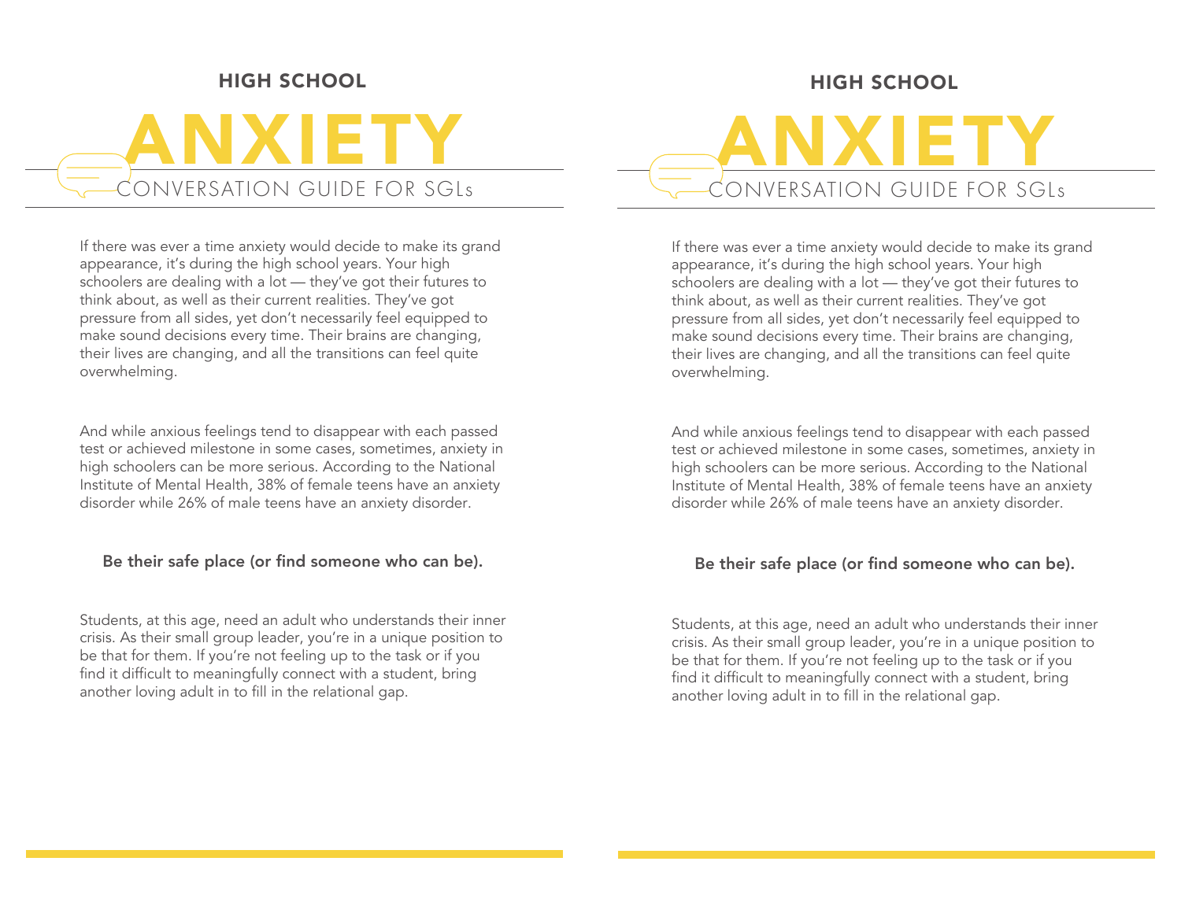HIGH SCHOOL

# ANXIETY

## CONVERSATION GUIDE FOR SGLs

If there was ever a time anxiety would decide to make its grand appearance, it's during the high school years. Your high schoolers are dealing with a lot — they've got their futures to think about, as well as their current realities. They've got pressure from all sides, yet don't necessarily feel equipped to make sound decisions every time. Their brains are changing, their lives are changing, and all the transitions can feel quite overwhelming.

And while anxious feelings tend to disappear with each passed test or achieved milestone in some cases, sometimes, anxiety in high schoolers can be more serious. According to the National Institute of Mental Health, 38% of female teens have an anxiety disorder while 26% of male teens have an anxiety disorder.

**Be their safe place (or find someone who can be).**

Students, at this age, need an adult who understands their inner crisis. As their small group leader, you're in a unique position to be that for them. If you're not feeling up to the task or if you find it difficult to meaningfully connect with a student, bring another loving adult in to fill in the relational gap.

HIGH SCHOOL

# ANXIETY

## CONVERSATION GUIDE FOR SGLs

If there was ever a time anxiety would decide to make its grand appearance, it's during the high school years. Your high schoolers are dealing with a lot — they've got their futures to think about, as well as their current realities. They've got pressure from all sides, yet don't necessarily feel equipped to make sound decisions every time. Their brains are changing, their lives are changing, and all the transitions can feel quite overwhelming.

And while anxious feelings tend to disappear with each passed test or achieved milestone in some cases, sometimes, anxiety in high schoolers can be more serious. According to the National Institute of Mental Health, 38% of female teens have an anxiety disorder while 26% of male teens have an anxiety disorder.

**Be their safe place (or find someone who can be).**

Students, at this age, need an adult who understands their inner crisis. As their small group leader, you're in a unique position to be that for them. If you're not feeling up to the task or if you find it difficult to meaningfully connect with a student, bring another loving adult in to fill in the relational gap.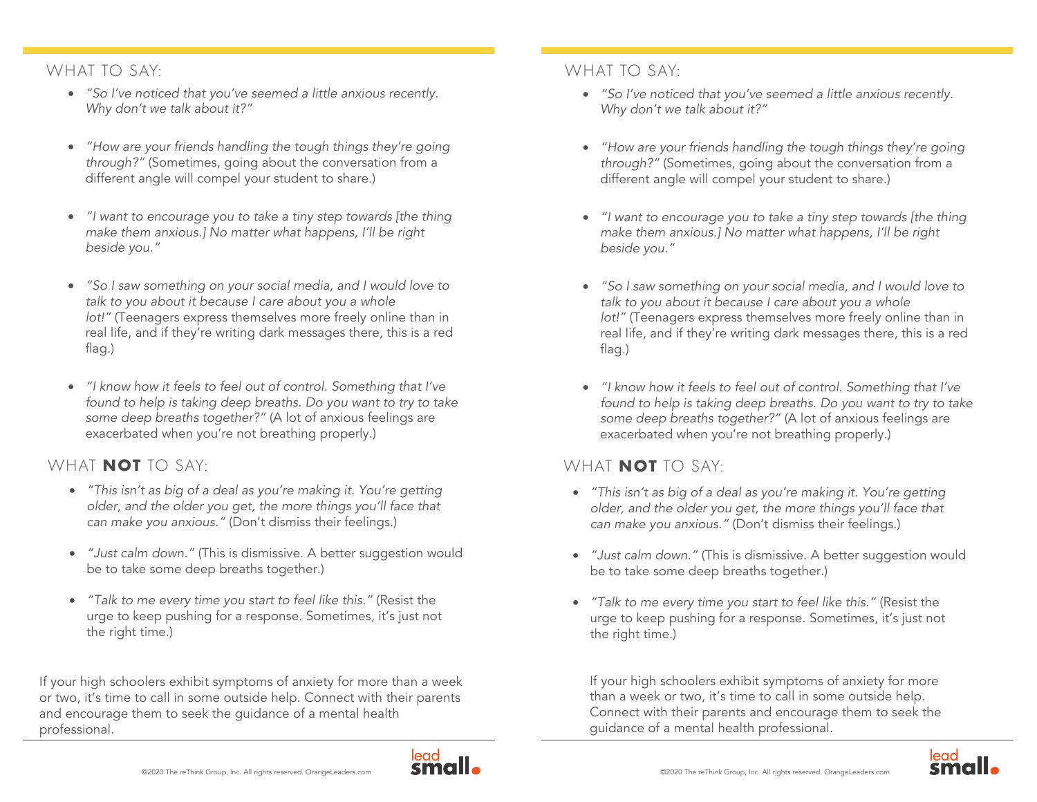## WHAT TO SAY:

- *"So I've noticed that you've seemed a little anxious recently. Why don't we talk about it?"*
- *"How are your friends handling the tough things they're going through?"* (Sometimes, going about the conversation from a different angle will compel your student to share.)
- *"I want to encourage you to take a tiny step towards [the thing make them anxious.] No matter what happens, I'll be right beside you."*
- *"So I saw something on your social media, and I would love to talk to you about it because I care about you a whole lot!"* (Teenagers express themselves more freely online than in real life, and if they're writing dark messages there, this is a red flag.)
- *"I know how it feels to feel out of control. Something that I've found to help is taking deep breaths. Do you want to try to take some deep breaths together?"* (A lot of anxious feelings are exacerbated when you're not breathing properly.)

## WHAT **NOT** TO SAY:

- *"This isn't as big of a deal as you're making it. You're getting older, and the older you get, the more things you'll face that can make you anxious."* (Don't dismiss their feelings.)
- *"Just calm down."* (This is dismissive. A better suggestion would be to take some deep breaths together.)
- *"Talk to me every time you start to feel like this."* (Resist the urge to keep pushing for a response. Sometimes, it's just not the right time.)

If your high schoolers exhibit symptoms of anxiety for more than a week or two, it's time to call in some outside help. Connect with their parents and encourage them to seek the guidance of a mental health professional.

## WHAT TO SAY:

- *"So I've noticed that you've seemed a little anxious recently. Why don't we talk about it?"*
- *"How are your friends handling the tough things they're going through?"* (Sometimes, going about the conversation from a different angle will compel your student to share.)
- *"I want to encourage you to take a tiny step towards [the thing make them anxious.] No matter what happens, I'll be right beside you."*
- *"So I saw something on your social media, and I would love to talk to you about it because I care about you a whole lot!"* (Teenagers express themselves more freely online than in real life, and if they're writing dark messages there, this is a red flag.)
- *"I know how it feels to feel out of control. Something that I've found to help is taking deep breaths. Do you want to try to take some deep breaths together?"* (A lot of anxious feelings are exacerbated when you're not breathing properly.)

## WHAT **NOT** TO SAY:

- *"This isn't as big of a deal as you're making it. You're getting older, and the older you get, the more things you'll face that can make you anxious."* (Don't dismiss their feelings.)
- *"Just calm down."* (This is dismissive. A better suggestion would be to take some deep breaths together.)
- *"Talk to me every time you start to feel like this."* (Resist the urge to keep pushing for a response. Sometimes, it's just not the right time.)

If your high schoolers exhibit symptoms of anxiety for more than a week or two, it's time to call in some outside help. Connect with their parents and encourage them to seek the guidance of a mental health professional.